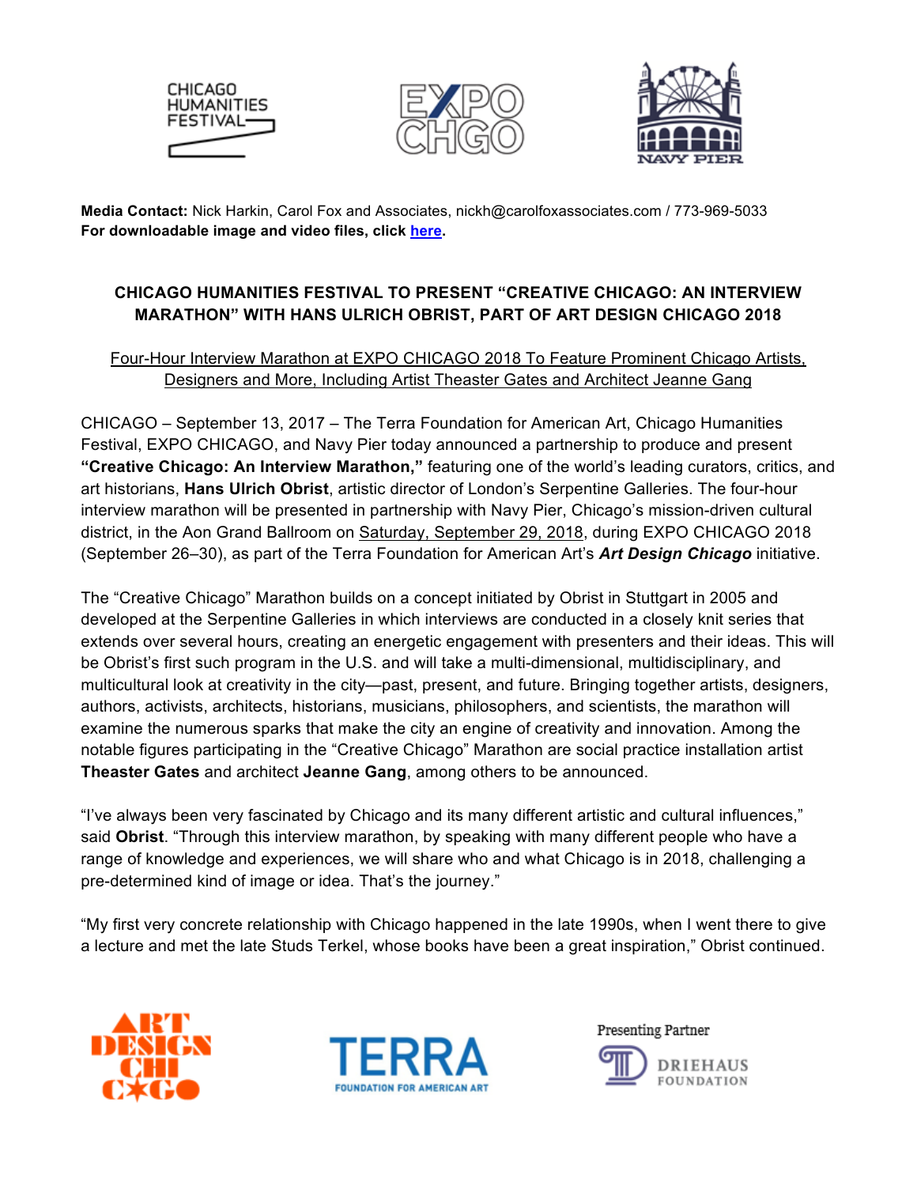**Media Contact:** Nick Harkin, Carol Fox and Associates, nickh@carolfoxassociates.com / 773-969-5033
**For downloadable image and video files, click here.**

**CHICAGO HUMANITIES FESTIVAL TO PRESENT "CREATIVE CHICAGO: AN INTERVIEW MARATHON" WITH HANS ULRICH OBRIST, PART OF ART DESIGN CHICAGO 2018**

Four-Hour Interview Marathon at EXPO CHICAGO 2018 To Feature Prominent Chicago Artists, Designers and More, Including Artist Theaster Gates and Architect Jeanne Gang

CHICAGO – September 13, 2017 – The Terra Foundation for American Art, Chicago Humanities Festival, EXPO CHICAGO, and Navy Pier today announced a partnership to produce and present **"Creative Chicago: An Interview Marathon,"** featuring one of the world's leading curators, critics, and art historians, **Hans Ulrich Obrist**, artistic director of London's Serpentine Galleries. The four-hour interview marathon will be presented in partnership with Navy Pier, Chicago's mission-driven cultural district, in the Aon Grand Ballroom on Saturday, September 29, 2018, during EXPO CHICAGO 2018 (September 26–30), as part of the Terra Foundation for American Art's ***Art Design Chicago*** initiative.

The "Creative Chicago" Marathon builds on a concept initiated by Obrist in Stuttgart in 2005 and developed at the Serpentine Galleries in which interviews are conducted in a closely knit series that extends over several hours, creating an energetic engagement with presenters and their ideas. This will be Obrist's first such program in the U.S. and will take a multi-dimensional, multidisciplinary, and multicultural look at creativity in the city—past, present, and future. Bringing together artists, designers, authors, activists, architects, historians, musicians, philosophers, and scientists, the marathon will examine the numerous sparks that make the city an engine of creativity and innovation. Among the notable figures participating in the "Creative Chicago" Marathon are social practice installation artist **Theaster Gates** and architect **Jeanne Gang**, among others to be announced.

"I've always been very fascinated by Chicago and its many different artistic and cultural influences," said **Obrist**. "Through this interview marathon, by speaking with many different people who have a range of knowledge and experiences, we will share who and what Chicago is in 2018, challenging a pre-determined kind of image or idea. That's the journey."

"My first very concrete relationship with Chicago happened in the late 1990s, when I went there to give a lecture and met the late Studs Terkel, whose books have been a great inspiration," Obrist continued.

Presenting Partner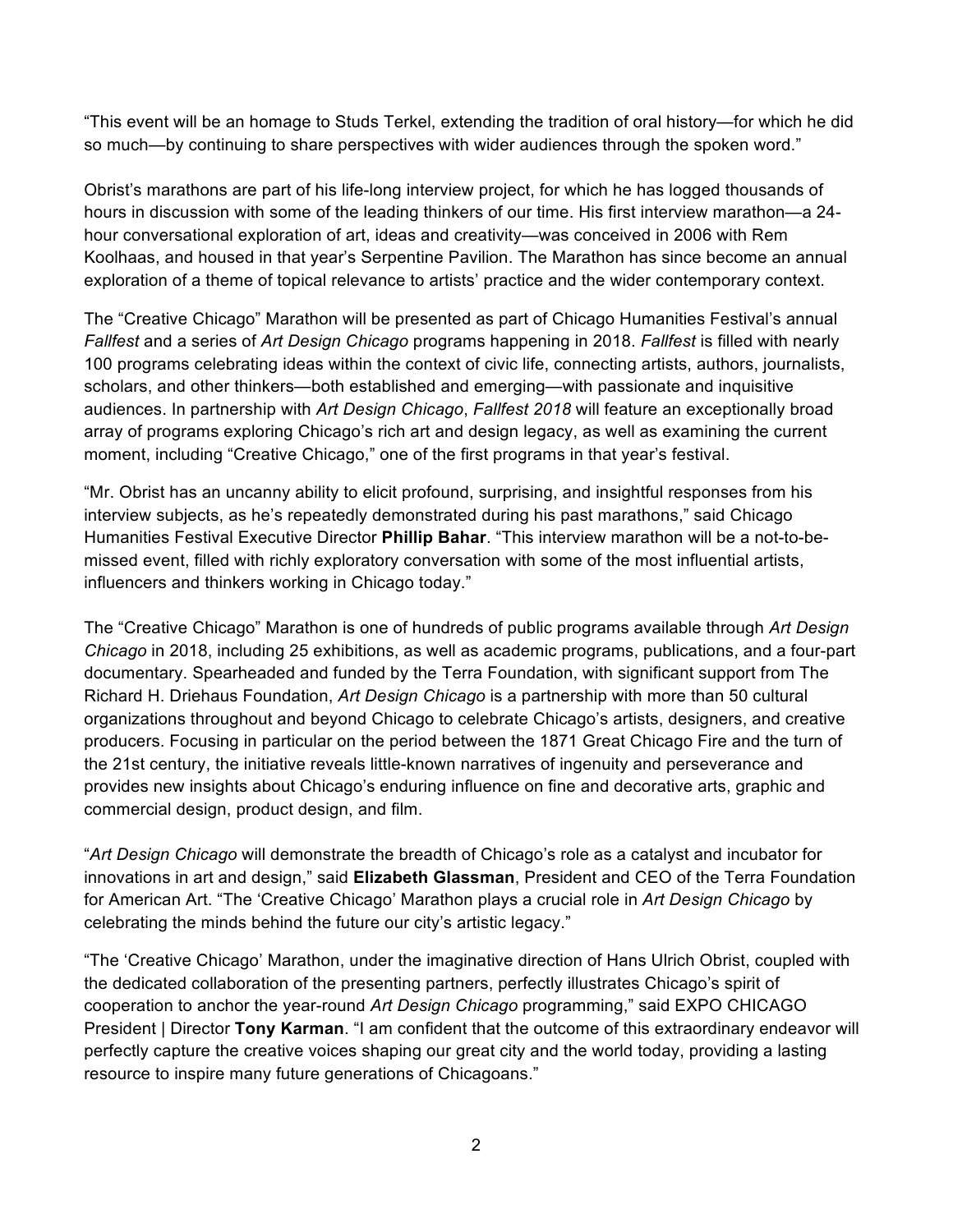"This event will be an homage to Studs Terkel, extending the tradition of oral history—for which he did so much—by continuing to share perspectives with wider audiences through the spoken word."

Obrist's marathons are part of his life-long interview project, for which he has logged thousands of hours in discussion with some of the leading thinkers of our time. His first interview marathon—a 24-hour conversational exploration of art, ideas and creativity—was conceived in 2006 with Rem Koolhaas, and housed in that year's Serpentine Pavilion. The Marathon has since become an annual exploration of a theme of topical relevance to artists' practice and the wider contemporary context.

The "Creative Chicago" Marathon will be presented as part of Chicago Humanities Festival's annual *Fallfest* and a series of *Art Design Chicago* programs happening in 2018. *Fallfest* is filled with nearly 100 programs celebrating ideas within the context of civic life, connecting artists, authors, journalists, scholars, and other thinkers—both established and emerging—with passionate and inquisitive audiences. In partnership with *Art Design Chicago*, *Fallfest 2018* will feature an exceptionally broad array of programs exploring Chicago's rich art and design legacy, as well as examining the current moment, including "Creative Chicago," one of the first programs in that year's festival.

"Mr. Obrist has an uncanny ability to elicit profound, surprising, and insightful responses from his interview subjects, as he's repeatedly demonstrated during his past marathons," said Chicago Humanities Festival Executive Director **Phillip Bahar**. "This interview marathon will be a not-to-be-missed event, filled with richly exploratory conversation with some of the most influential artists, influencers and thinkers working in Chicago today."

The "Creative Chicago" Marathon is one of hundreds of public programs available through *Art Design Chicago* in 2018, including 25 exhibitions, as well as academic programs, publications, and a four-part documentary. Spearheaded and funded by the Terra Foundation, with significant support from The Richard H. Driehaus Foundation, *Art Design Chicago* is a partnership with more than 50 cultural organizations throughout and beyond Chicago to celebrate Chicago's artists, designers, and creative producers. Focusing in particular on the period between the 1871 Great Chicago Fire and the turn of the 21st century, the initiative reveals little-known narratives of ingenuity and perseverance and provides new insights about Chicago's enduring influence on fine and decorative arts, graphic and commercial design, product design, and film.

"*Art Design Chicago* will demonstrate the breadth of Chicago's role as a catalyst and incubator for innovations in art and design," said **Elizabeth Glassman**, President and CEO of the Terra Foundation for American Art. "The 'Creative Chicago' Marathon plays a crucial role in *Art Design Chicago* by celebrating the minds behind the future our city's artistic legacy."

"The 'Creative Chicago' Marathon, under the imaginative direction of Hans Ulrich Obrist, coupled with the dedicated collaboration of the presenting partners, perfectly illustrates Chicago's spirit of cooperation to anchor the year-round *Art Design Chicago* programming," said EXPO CHICAGO President | Director **Tony Karman**. "I am confident that the outcome of this extraordinary endeavor will perfectly capture the creative voices shaping our great city and the world today, providing a lasting resource to inspire many future generations of Chicagoans."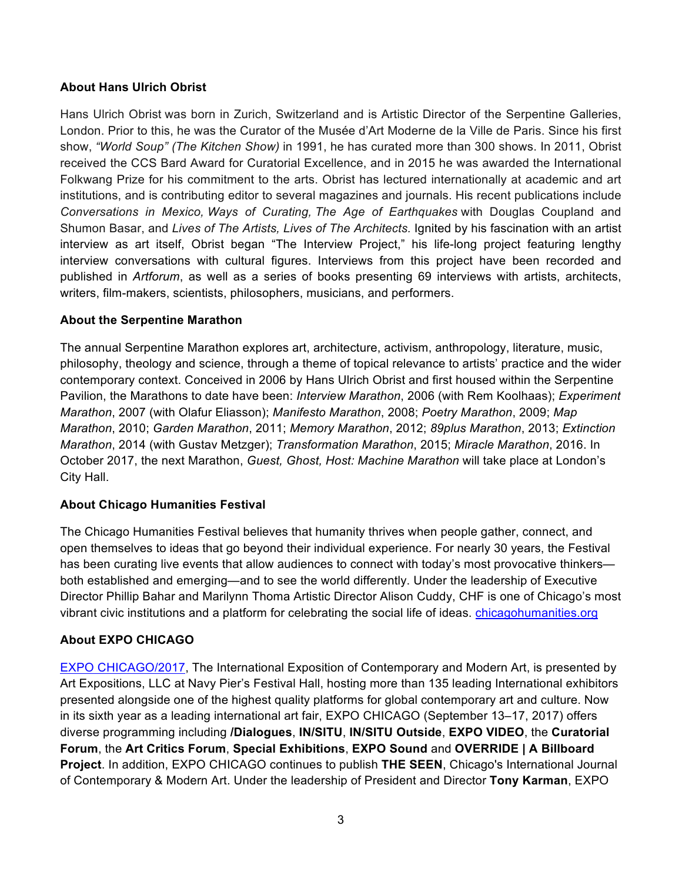**About Hans Ulrich Obrist**

Hans Ulrich Obrist was born in Zurich, Switzerland and is Artistic Director of the Serpentine Galleries, London. Prior to this, he was the Curator of the Musée d'Art Moderne de la Ville de Paris. Since his first show, *"World Soup" (The Kitchen Show)* in 1991, he has curated more than 300 shows. In 2011, Obrist received the CCS Bard Award for Curatorial Excellence, and in 2015 he was awarded the International Folkwang Prize for his commitment to the arts. Obrist has lectured internationally at academic and art institutions, and is contributing editor to several magazines and journals. His recent publications include *Conversations in Mexico, Ways of Curating, The Age of Earthquakes* with Douglas Coupland and Shumon Basar, and *Lives of The Artists, Lives of The Architects.* Ignited by his fascination with an artist interview as art itself, Obrist began "The Interview Project," his life-long project featuring lengthy interview conversations with cultural figures. Interviews from this project have been recorded and published in *Artforum*, as well as a series of books presenting 69 interviews with artists, architects, writers, film-makers, scientists, philosophers, musicians, and performers.

**About the Serpentine Marathon**

The annual Serpentine Marathon explores art, architecture, activism, anthropology, literature, music, philosophy, theology and science, through a theme of topical relevance to artists' practice and the wider contemporary context. Conceived in 2006 by Hans Ulrich Obrist and first housed within the Serpentine Pavilion, the Marathons to date have been: *Interview Marathon*, 2006 (with Rem Koolhaas); *Experiment Marathon*, 2007 (with Olafur Eliasson); *Manifesto Marathon*, 2008; *Poetry Marathon*, 2009; *Map Marathon*, 2010; *Garden Marathon*, 2011; *Memory Marathon*, 2012; *89plus Marathon*, 2013; *Extinction Marathon*, 2014 (with Gustav Metzger); *Transformation Marathon*, 2015; *Miracle Marathon*, 2016. In October 2017, the next Marathon, *Guest, Ghost, Host: Machine Marathon* will take place at London's City Hall.

**About Chicago Humanities Festival**

The Chicago Humanities Festival believes that humanity thrives when people gather, connect, and open themselves to ideas that go beyond their individual experience. For nearly 30 years, the Festival has been curating live events that allow audiences to connect with today's most provocative thinkers—both established and emerging—and to see the world differently. Under the leadership of Executive Director Phillip Bahar and Marilynn Thoma Artistic Director Alison Cuddy, CHF is one of Chicago's most vibrant civic institutions and a platform for celebrating the social life of ideas. chicagohumanities.org

**About EXPO CHICAGO**

EXPO CHICAGO/2017, The International Exposition of Contemporary and Modern Art, is presented by Art Expositions, LLC at Navy Pier's Festival Hall, hosting more than 135 leading International exhibitors presented alongside one of the highest quality platforms for global contemporary art and culture. Now in its sixth year as a leading international art fair, EXPO CHICAGO (September 13–17, 2017) offers diverse programming including **/Dialogues**, **IN/SITU**, **IN/SITU Outside**, **EXPO VIDEO**, the **Curatorial Forum**, the **Art Critics Forum**, **Special Exhibitions**, **EXPO Sound** and **OVERRIDE | A Billboard Project**. In addition, EXPO CHICAGO continues to publish **THE SEEN**, Chicago's International Journal of Contemporary & Modern Art. Under the leadership of President and Director **Tony Karman**, EXPO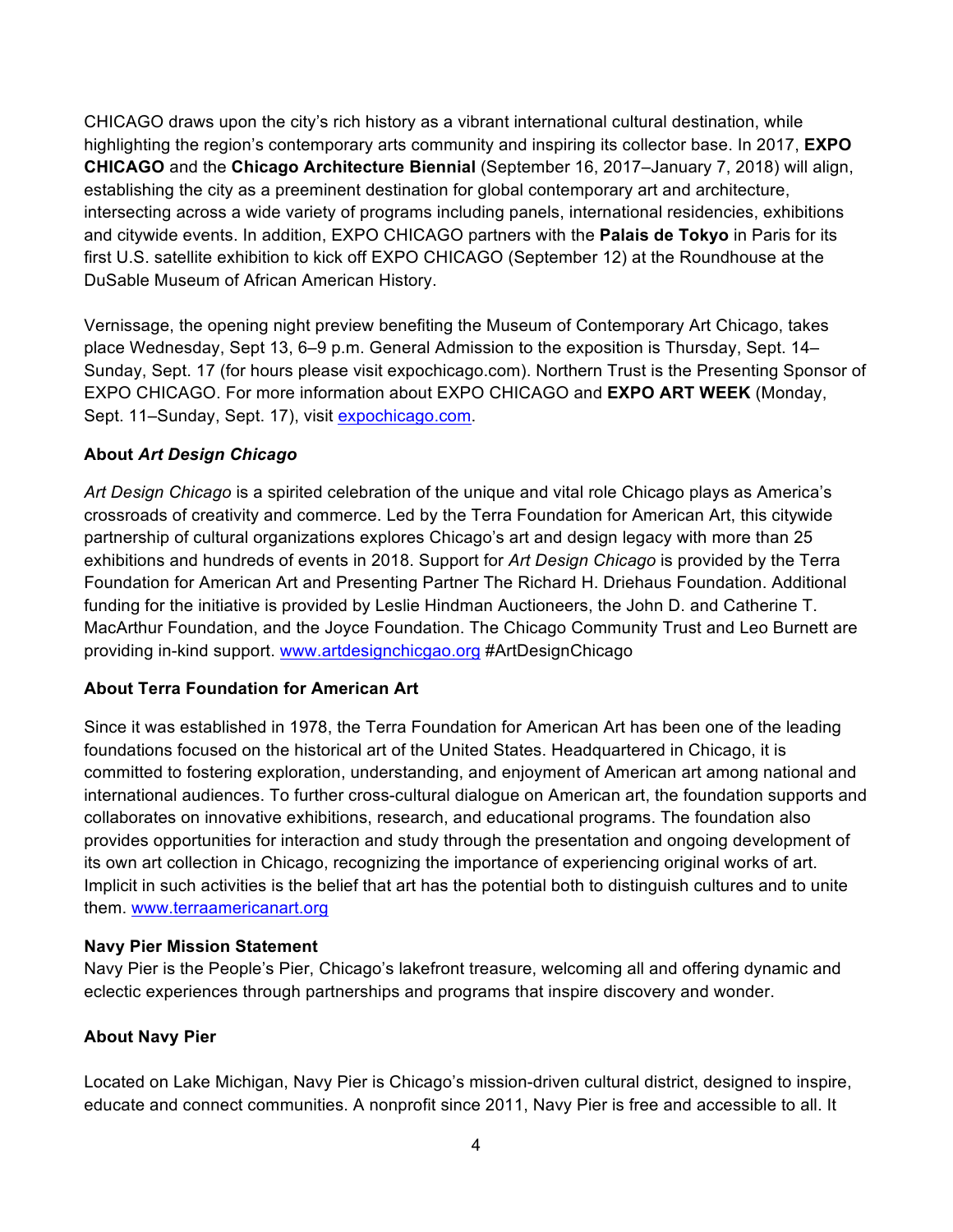CHICAGO draws upon the city's rich history as a vibrant international cultural destination, while highlighting the region's contemporary arts community and inspiring its collector base. In 2017, **EXPO CHICAGO** and the **Chicago Architecture Biennial** (September 16, 2017–January 7, 2018) will align, establishing the city as a preeminent destination for global contemporary art and architecture, intersecting across a wide variety of programs including panels, international residencies, exhibitions and citywide events. In addition, EXPO CHICAGO partners with the **Palais de Tokyo** in Paris for its first U.S. satellite exhibition to kick off EXPO CHICAGO (September 12) at the Roundhouse at the DuSable Museum of African American History.

Vernissage, the opening night preview benefiting the Museum of Contemporary Art Chicago, takes place Wednesday, Sept 13, 6–9 p.m. General Admission to the exposition is Thursday, Sept. 14–Sunday, Sept. 17 (for hours please visit expochicago.com). Northern Trust is the Presenting Sponsor of EXPO CHICAGO. For more information about EXPO CHICAGO and **EXPO ART WEEK** (Monday, Sept. 11–Sunday, Sept. 17), visit [expochicago.com](expochicago.com).

**About *Art Design Chicago***

*Art Design Chicago* is a spirited celebration of the unique and vital role Chicago plays as America's crossroads of creativity and commerce. Led by the Terra Foundation for American Art, this citywide partnership of cultural organizations explores Chicago's art and design legacy with more than 25 exhibitions and hundreds of events in 2018. Support for *Art Design Chicago* is provided by the Terra Foundation for American Art and Presenting Partner The Richard H. Driehaus Foundation. Additional funding for the initiative is provided by Leslie Hindman Auctioneers, the John D. and Catherine T. MacArthur Foundation, and the Joyce Foundation. The Chicago Community Trust and Leo Burnett are providing in-kind support. [www.artdesignchicgao.org](www.artdesignchicgao.org) #ArtDesignChicago

**About Terra Foundation for American Art**

Since it was established in 1978, the Terra Foundation for American Art has been one of the leading foundations focused on the historical art of the United States. Headquartered in Chicago, it is committed to fostering exploration, understanding, and enjoyment of American art among national and international audiences. To further cross-cultural dialogue on American art, the foundation supports and collaborates on innovative exhibitions, research, and educational programs. The foundation also provides opportunities for interaction and study through the presentation and ongoing development of its own art collection in Chicago, recognizing the importance of experiencing original works of art. Implicit in such activities is the belief that art has the potential both to distinguish cultures and to unite them. [www.terraamericanart.org](www.terraamericanart.org)

**Navy Pier Mission Statement**

Navy Pier is the People's Pier, Chicago's lakefront treasure, welcoming all and offering dynamic and eclectic experiences through partnerships and programs that inspire discovery and wonder.

**About Navy Pier**

Located on Lake Michigan, Navy Pier is Chicago's mission-driven cultural district, designed to inspire, educate and connect communities. A nonprofit since 2011, Navy Pier is free and accessible to all. It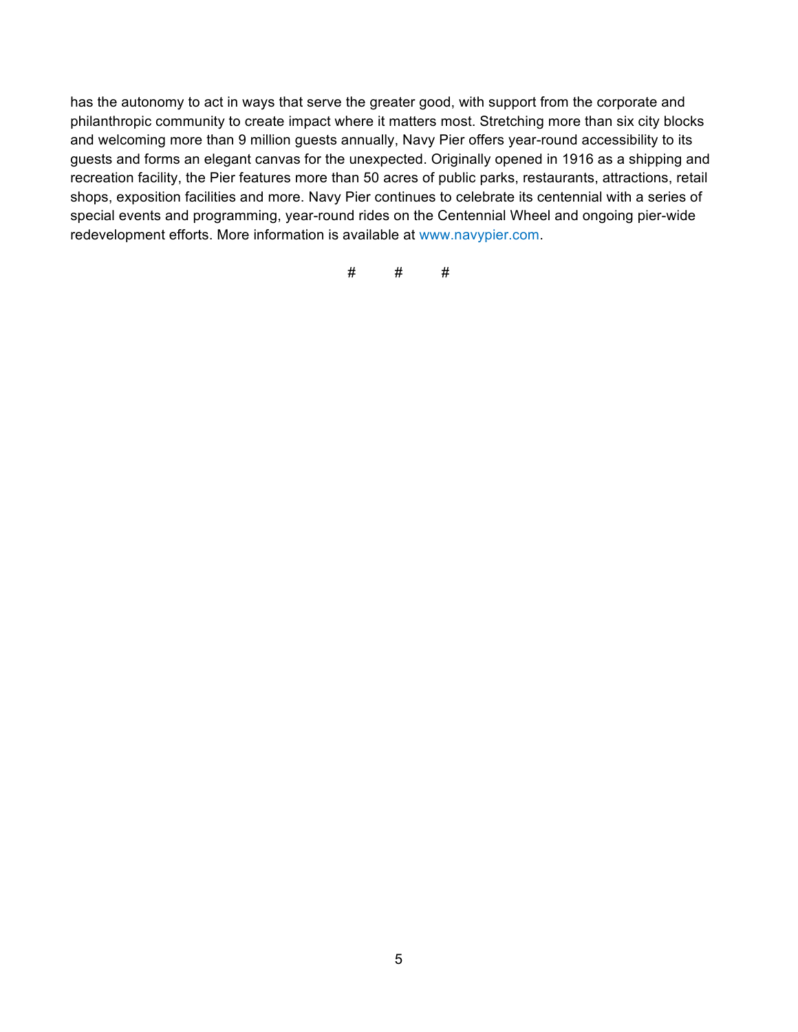has the autonomy to act in ways that serve the greater good, with support from the corporate and philanthropic community to create impact where it matters most. Stretching more than six city blocks and welcoming more than 9 million guests annually, Navy Pier offers year-round accessibility to its guests and forms an elegant canvas for the unexpected. Originally opened in 1916 as a shipping and recreation facility, the Pier features more than 50 acres of public parks, restaurants, attractions, retail shops, exposition facilities and more. Navy Pier continues to celebrate its centennial with a series of special events and programming, year-round rides on the Centennial Wheel and ongoing pier-wide redevelopment efforts. More information is available at www.navypier.com.

# # #